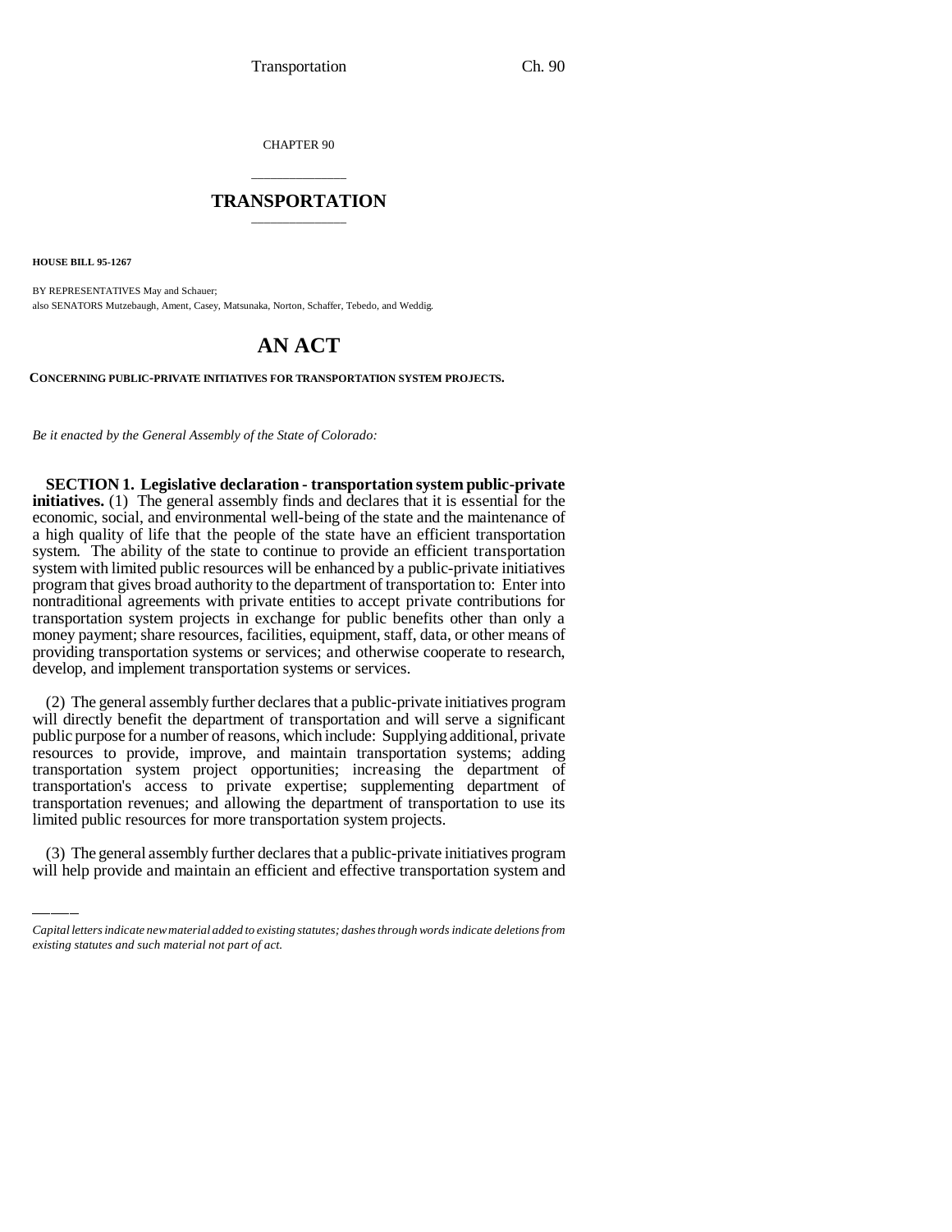CHAPTER 90

# TRANSPORTATION

**HOUSE BILL 95-1267**

BY REPRESENTATIVES May and Schauer;
also SENATORS Mutzebaugh, Ament, Casey, Matsunaka, Norton, Schaffer, Tebedo, and Weddig.

# AN ACT

**CONCERNING PUBLIC-PRIVATE INITIATIVES FOR TRANSPORTATION SYSTEM PROJECTS.**

*Be it enacted by the General Assembly of the State of Colorado:*

**SECTION 1. Legislative declaration - transportation system public-private initiatives.** (1) The general assembly finds and declares that it is essential for the economic, social, and environmental well-being of the state and the maintenance of a high quality of life that the people of the state have an efficient transportation system. The ability of the state to continue to provide an efficient transportation system with limited public resources will be enhanced by a public-private initiatives program that gives broad authority to the department of transportation to: Enter into nontraditional agreements with private entities to accept private contributions for transportation system projects in exchange for public benefits other than only a money payment; share resources, facilities, equipment, staff, data, or other means of providing transportation systems or services; and otherwise cooperate to research, develop, and implement transportation systems or services.

(2) The general assembly further declares that a public-private initiatives program will directly benefit the department of transportation and will serve a significant public purpose for a number of reasons, which include: Supplying additional, private resources to provide, improve, and maintain transportation systems; adding transportation system project opportunities; increasing the department of transportation's access to private expertise; supplementing department of transportation revenues; and allowing the department of transportation to use its limited public resources for more transportation system projects.

(3) The general assembly further declares that a public-private initiatives program will help provide and maintain an efficient and effective transportation system and

*Capital letters indicate new material added to existing statutes; dashes through words indicate deletions from existing statutes and such material not part of act.*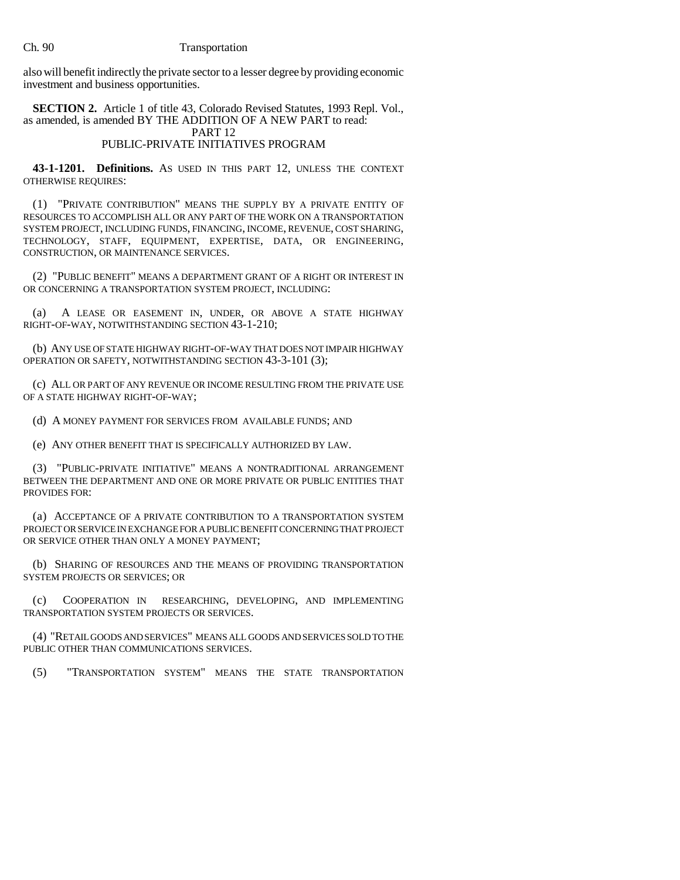also will benefit indirectly the private sector to a lesser degree by providing economic investment and business opportunities.

**SECTION 2.** Article 1 of title 43, Colorado Revised Statutes, 1993 Repl. Vol., as amended, is amended BY THE ADDITION OF A NEW PART to read:

PART 12
PUBLIC-PRIVATE INITIATIVES PROGRAM

**43-1-1201. Definitions.** AS USED IN THIS PART 12, UNLESS THE CONTEXT OTHERWISE REQUIRES:

(1) "PRIVATE CONTRIBUTION" MEANS THE SUPPLY BY A PRIVATE ENTITY OF RESOURCES TO ACCOMPLISH ALL OR ANY PART OF THE WORK ON A TRANSPORTATION SYSTEM PROJECT, INCLUDING FUNDS, FINANCING, INCOME, REVENUE, COST SHARING, TECHNOLOGY, STAFF, EQUIPMENT, EXPERTISE, DATA, OR ENGINEERING, CONSTRUCTION, OR MAINTENANCE SERVICES.

(2) "PUBLIC BENEFIT" MEANS A DEPARTMENT GRANT OF A RIGHT OR INTEREST IN OR CONCERNING A TRANSPORTATION SYSTEM PROJECT, INCLUDING:

(a) A LEASE OR EASEMENT IN, UNDER, OR ABOVE A STATE HIGHWAY RIGHT-OF-WAY, NOTWITHSTANDING SECTION 43-1-210;

(b) ANY USE OF STATE HIGHWAY RIGHT-OF-WAY THAT DOES NOT IMPAIR HIGHWAY OPERATION OR SAFETY, NOTWITHSTANDING SECTION 43-3-101 (3);

(c) ALL OR PART OF ANY REVENUE OR INCOME RESULTING FROM THE PRIVATE USE OF A STATE HIGHWAY RIGHT-OF-WAY;

(d) A MONEY PAYMENT FOR SERVICES FROM AVAILABLE FUNDS; AND

(e) ANY OTHER BENEFIT THAT IS SPECIFICALLY AUTHORIZED BY LAW.

(3) "PUBLIC-PRIVATE INITIATIVE" MEANS A NONTRADITIONAL ARRANGEMENT BETWEEN THE DEPARTMENT AND ONE OR MORE PRIVATE OR PUBLIC ENTITIES THAT PROVIDES FOR:

(a) ACCEPTANCE OF A PRIVATE CONTRIBUTION TO A TRANSPORTATION SYSTEM PROJECT OR SERVICE IN EXCHANGE FOR A PUBLIC BENEFIT CONCERNING THAT PROJECT OR SERVICE OTHER THAN ONLY A MONEY PAYMENT;

(b) SHARING OF RESOURCES AND THE MEANS OF PROVIDING TRANSPORTATION SYSTEM PROJECTS OR SERVICES; OR

(c) COOPERATION IN RESEARCHING, DEVELOPING, AND IMPLEMENTING TRANSPORTATION SYSTEM PROJECTS OR SERVICES.

(4) "RETAIL GOODS AND SERVICES" MEANS ALL GOODS AND SERVICES SOLD TO THE PUBLIC OTHER THAN COMMUNICATIONS SERVICES.

(5) "TRANSPORTATION SYSTEM" MEANS THE STATE TRANSPORTATION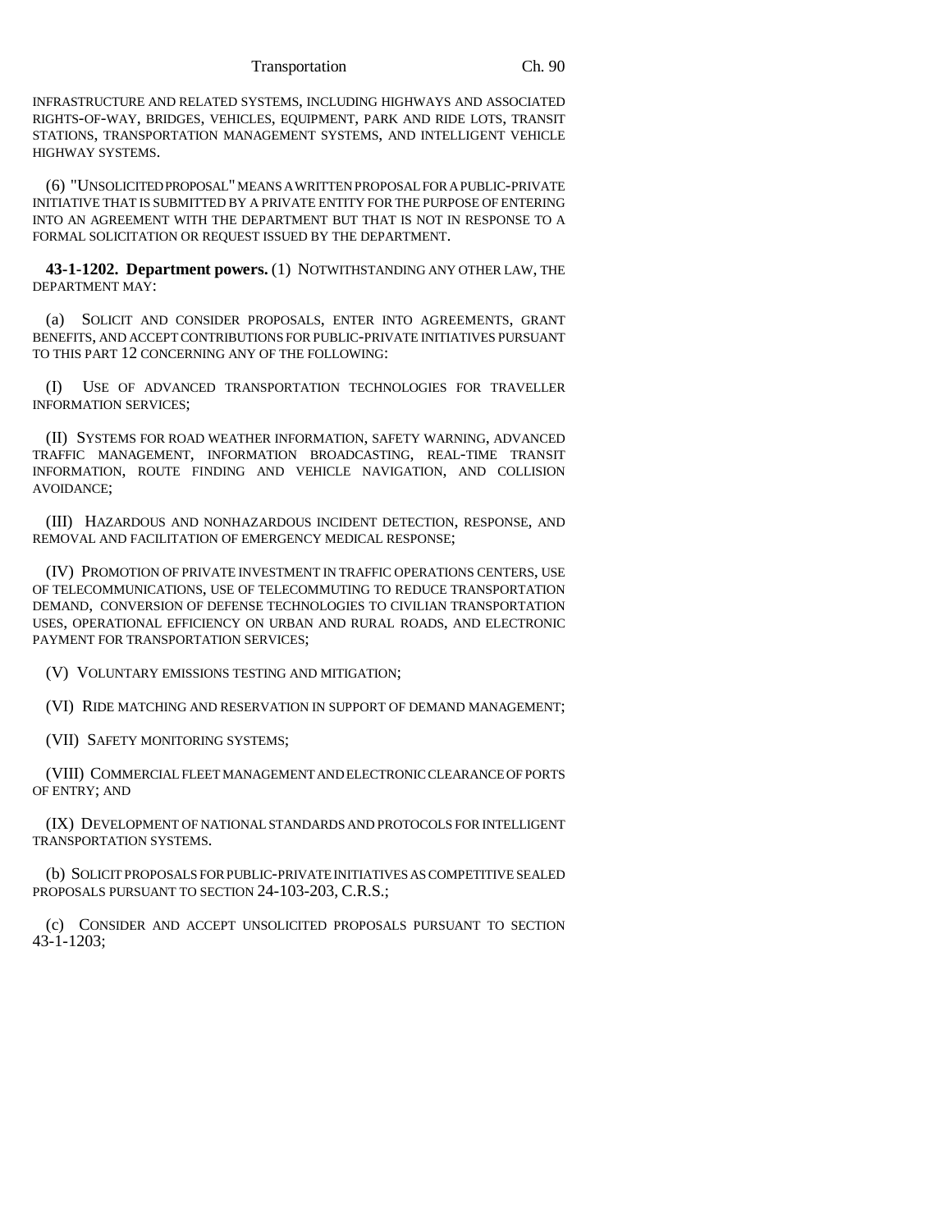INFRASTRUCTURE AND RELATED SYSTEMS, INCLUDING HIGHWAYS AND ASSOCIATED RIGHTS-OF-WAY, BRIDGES, VEHICLES, EQUIPMENT, PARK AND RIDE LOTS, TRANSIT STATIONS, TRANSPORTATION MANAGEMENT SYSTEMS, AND INTELLIGENT VEHICLE HIGHWAY SYSTEMS.

(6) "UNSOLICITED PROPOSAL" MEANS A WRITTEN PROPOSAL FOR A PUBLIC-PRIVATE INITIATIVE THAT IS SUBMITTED BY A PRIVATE ENTITY FOR THE PURPOSE OF ENTERING INTO AN AGREEMENT WITH THE DEPARTMENT BUT THAT IS NOT IN RESPONSE TO A FORMAL SOLICITATION OR REQUEST ISSUED BY THE DEPARTMENT.

**43-1-1202. Department powers.** (1) NOTWITHSTANDING ANY OTHER LAW, THE DEPARTMENT MAY:

(a) SOLICIT AND CONSIDER PROPOSALS, ENTER INTO AGREEMENTS, GRANT BENEFITS, AND ACCEPT CONTRIBUTIONS FOR PUBLIC-PRIVATE INITIATIVES PURSUANT TO THIS PART 12 CONCERNING ANY OF THE FOLLOWING:

(I) USE OF ADVANCED TRANSPORTATION TECHNOLOGIES FOR TRAVELLER INFORMATION SERVICES;

(II) SYSTEMS FOR ROAD WEATHER INFORMATION, SAFETY WARNING, ADVANCED TRAFFIC MANAGEMENT, INFORMATION BROADCASTING, REAL-TIME TRANSIT INFORMATION, ROUTE FINDING AND VEHICLE NAVIGATION, AND COLLISION AVOIDANCE;

(III) HAZARDOUS AND NONHAZARDOUS INCIDENT DETECTION, RESPONSE, AND REMOVAL AND FACILITATION OF EMERGENCY MEDICAL RESPONSE;

(IV) PROMOTION OF PRIVATE INVESTMENT IN TRAFFIC OPERATIONS CENTERS, USE OF TELECOMMUNICATIONS, USE OF TELECOMMUTING TO REDUCE TRANSPORTATION DEMAND, CONVERSION OF DEFENSE TECHNOLOGIES TO CIVILIAN TRANSPORTATION USES, OPERATIONAL EFFICIENCY ON URBAN AND RURAL ROADS, AND ELECTRONIC PAYMENT FOR TRANSPORTATION SERVICES;

(V) VOLUNTARY EMISSIONS TESTING AND MITIGATION;

(VI) RIDE MATCHING AND RESERVATION IN SUPPORT OF DEMAND MANAGEMENT;

(VII) SAFETY MONITORING SYSTEMS;

(VIII) COMMERCIAL FLEET MANAGEMENT AND ELECTRONIC CLEARANCE OF PORTS OF ENTRY; AND

(IX) DEVELOPMENT OF NATIONAL STANDARDS AND PROTOCOLS FOR INTELLIGENT TRANSPORTATION SYSTEMS.

(b) SOLICIT PROPOSALS FOR PUBLIC-PRIVATE INITIATIVES AS COMPETITIVE SEALED PROPOSALS PURSUANT TO SECTION 24-103-203, C.R.S.;

(c) CONSIDER AND ACCEPT UNSOLICITED PROPOSALS PURSUANT TO SECTION 43-1-1203;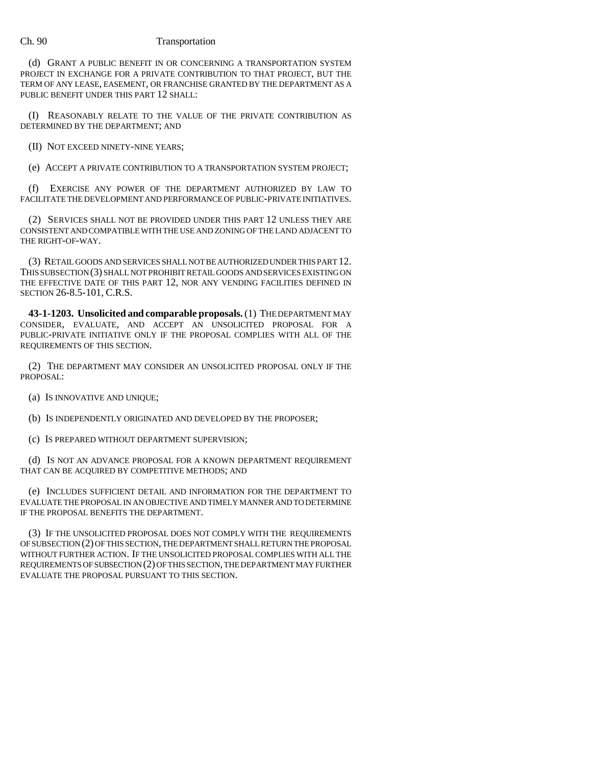(d) GRANT A PUBLIC BENEFIT IN OR CONCERNING A TRANSPORTATION SYSTEM PROJECT IN EXCHANGE FOR A PRIVATE CONTRIBUTION TO THAT PROJECT, BUT THE TERM OF ANY LEASE, EASEMENT, OR FRANCHISE GRANTED BY THE DEPARTMENT AS A PUBLIC BENEFIT UNDER THIS PART 12 SHALL:

(I) REASONABLY RELATE TO THE VALUE OF THE PRIVATE CONTRIBUTION AS DETERMINED BY THE DEPARTMENT; AND

(II) NOT EXCEED NINETY-NINE YEARS;

(e) ACCEPT A PRIVATE CONTRIBUTION TO A TRANSPORTATION SYSTEM PROJECT;

(f) EXERCISE ANY POWER OF THE DEPARTMENT AUTHORIZED BY LAW TO FACILITATE THE DEVELOPMENT AND PERFORMANCE OF PUBLIC-PRIVATE INITIATIVES.

(2) SERVICES SHALL NOT BE PROVIDED UNDER THIS PART 12 UNLESS THEY ARE CONSISTENT AND COMPATIBLE WITH THE USE AND ZONING OF THE LAND ADJACENT TO THE RIGHT-OF-WAY.

(3) RETAIL GOODS AND SERVICES SHALL NOT BE AUTHORIZED UNDER THIS PART 12. THIS SUBSECTION (3) SHALL NOT PROHIBIT RETAIL GOODS AND SERVICES EXISTING ON THE EFFECTIVE DATE OF THIS PART 12, NOR ANY VENDING FACILITIES DEFINED IN SECTION 26-8.5-101, C.R.S.

**43-1-1203. Unsolicited and comparable proposals.** (1) THE DEPARTMENT MAY CONSIDER, EVALUATE, AND ACCEPT AN UNSOLICITED PROPOSAL FOR A PUBLIC-PRIVATE INITIATIVE ONLY IF THE PROPOSAL COMPLIES WITH ALL OF THE REQUIREMENTS OF THIS SECTION.

(2) THE DEPARTMENT MAY CONSIDER AN UNSOLICITED PROPOSAL ONLY IF THE PROPOSAL:

(a) IS INNOVATIVE AND UNIQUE;

(b) IS INDEPENDENTLY ORIGINATED AND DEVELOPED BY THE PROPOSER;

(c) IS PREPARED WITHOUT DEPARTMENT SUPERVISION;

(d) IS NOT AN ADVANCE PROPOSAL FOR A KNOWN DEPARTMENT REQUIREMENT THAT CAN BE ACQUIRED BY COMPETITIVE METHODS; AND

(e) INCLUDES SUFFICIENT DETAIL AND INFORMATION FOR THE DEPARTMENT TO EVALUATE THE PROPOSAL IN AN OBJECTIVE AND TIMELY MANNER AND TO DETERMINE IF THE PROPOSAL BENEFITS THE DEPARTMENT.

(3) IF THE UNSOLICITED PROPOSAL DOES NOT COMPLY WITH THE REQUIREMENTS OF SUBSECTION (2) OF THIS SECTION, THE DEPARTMENT SHALL RETURN THE PROPOSAL WITHOUT FURTHER ACTION. IF THE UNSOLICITED PROPOSAL COMPLIES WITH ALL THE REQUIREMENTS OF SUBSECTION (2) OF THIS SECTION, THE DEPARTMENT MAY FURTHER EVALUATE THE PROPOSAL PURSUANT TO THIS SECTION.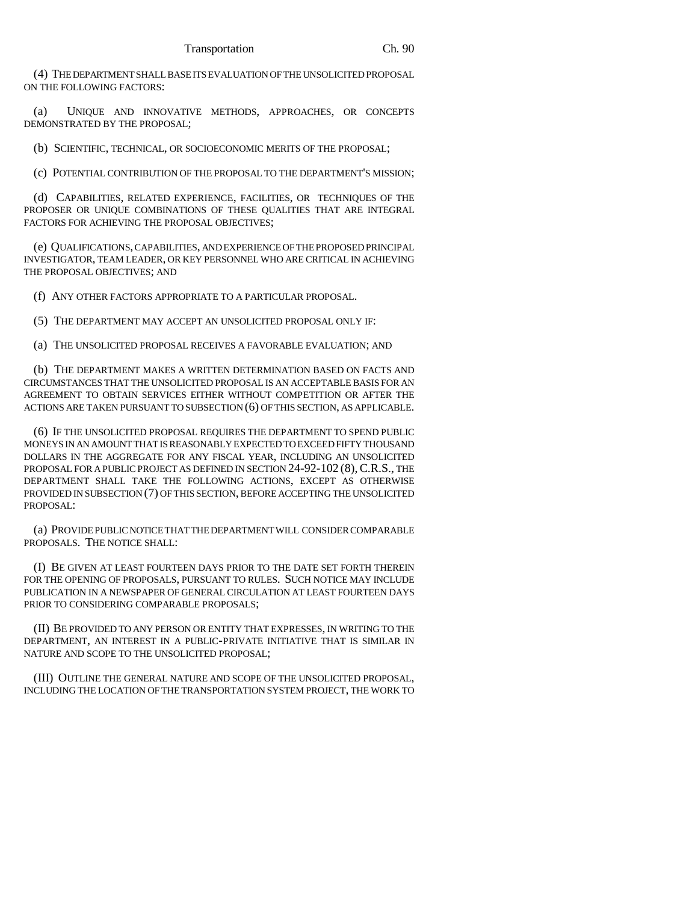(4) THE DEPARTMENT SHALL BASE ITS EVALUATION OF THE UNSOLICITED PROPOSAL ON THE FOLLOWING FACTORS:

(a) UNIQUE AND INNOVATIVE METHODS, APPROACHES, OR CONCEPTS DEMONSTRATED BY THE PROPOSAL;

(b) SCIENTIFIC, TECHNICAL, OR SOCIOECONOMIC MERITS OF THE PROPOSAL;

(c) POTENTIAL CONTRIBUTION OF THE PROPOSAL TO THE DEPARTMENT'S MISSION;

(d) CAPABILITIES, RELATED EXPERIENCE, FACILITIES, OR TECHNIQUES OF THE PROPOSER OR UNIQUE COMBINATIONS OF THESE QUALITIES THAT ARE INTEGRAL FACTORS FOR ACHIEVING THE PROPOSAL OBJECTIVES;

(e) QUALIFICATIONS, CAPABILITIES, AND EXPERIENCE OF THE PROPOSED PRINCIPAL INVESTIGATOR, TEAM LEADER, OR KEY PERSONNEL WHO ARE CRITICAL IN ACHIEVING THE PROPOSAL OBJECTIVES; AND

(f) ANY OTHER FACTORS APPROPRIATE TO A PARTICULAR PROPOSAL.

(5) THE DEPARTMENT MAY ACCEPT AN UNSOLICITED PROPOSAL ONLY IF:

(a) THE UNSOLICITED PROPOSAL RECEIVES A FAVORABLE EVALUATION; AND

(b) THE DEPARTMENT MAKES A WRITTEN DETERMINATION BASED ON FACTS AND CIRCUMSTANCES THAT THE UNSOLICITED PROPOSAL IS AN ACCEPTABLE BASIS FOR AN AGREEMENT TO OBTAIN SERVICES EITHER WITHOUT COMPETITION OR AFTER THE ACTIONS ARE TAKEN PURSUANT TO SUBSECTION (6) OF THIS SECTION, AS APPLICABLE.

(6) IF THE UNSOLICITED PROPOSAL REQUIRES THE DEPARTMENT TO SPEND PUBLIC MONEYS IN AN AMOUNT THAT IS REASONABLY EXPECTED TO EXCEED FIFTY THOUSAND DOLLARS IN THE AGGREGATE FOR ANY FISCAL YEAR, INCLUDING AN UNSOLICITED PROPOSAL FOR A PUBLIC PROJECT AS DEFINED IN SECTION 24-92-102 (8), C.R.S., THE DEPARTMENT SHALL TAKE THE FOLLOWING ACTIONS, EXCEPT AS OTHERWISE PROVIDED IN SUBSECTION (7) OF THIS SECTION, BEFORE ACCEPTING THE UNSOLICITED PROPOSAL:

(a) PROVIDE PUBLIC NOTICE THAT THE DEPARTMENT WILL CONSIDER COMPARABLE PROPOSALS. THE NOTICE SHALL:

(I) BE GIVEN AT LEAST FOURTEEN DAYS PRIOR TO THE DATE SET FORTH THEREIN FOR THE OPENING OF PROPOSALS, PURSUANT TO RULES. SUCH NOTICE MAY INCLUDE PUBLICATION IN A NEWSPAPER OF GENERAL CIRCULATION AT LEAST FOURTEEN DAYS PRIOR TO CONSIDERING COMPARABLE PROPOSALS;

(II) BE PROVIDED TO ANY PERSON OR ENTITY THAT EXPRESSES, IN WRITING TO THE DEPARTMENT, AN INTEREST IN A PUBLIC-PRIVATE INITIATIVE THAT IS SIMILAR IN NATURE AND SCOPE TO THE UNSOLICITED PROPOSAL;

(III) OUTLINE THE GENERAL NATURE AND SCOPE OF THE UNSOLICITED PROPOSAL, INCLUDING THE LOCATION OF THE TRANSPORTATION SYSTEM PROJECT, THE WORK TO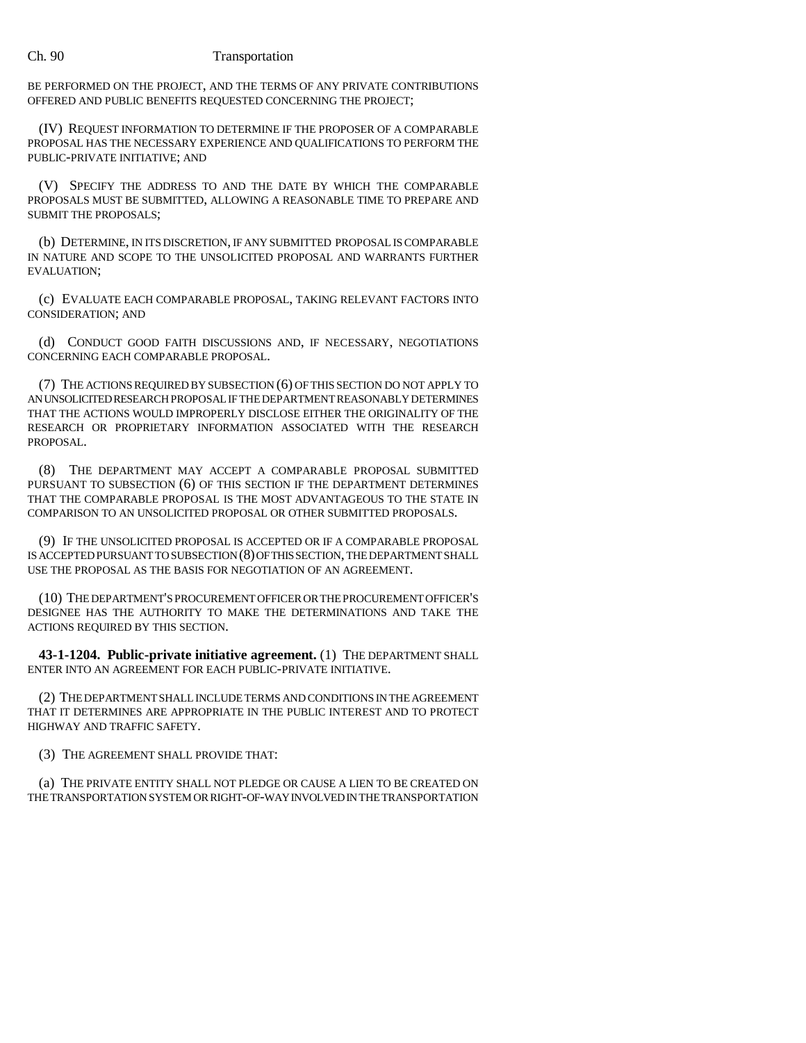BE PERFORMED ON THE PROJECT, AND THE TERMS OF ANY PRIVATE CONTRIBUTIONS OFFERED AND PUBLIC BENEFITS REQUESTED CONCERNING THE PROJECT;

(IV) REQUEST INFORMATION TO DETERMINE IF THE PROPOSER OF A COMPARABLE PROPOSAL HAS THE NECESSARY EXPERIENCE AND QUALIFICATIONS TO PERFORM THE PUBLIC-PRIVATE INITIATIVE; AND

(V) SPECIFY THE ADDRESS TO AND THE DATE BY WHICH THE COMPARABLE PROPOSALS MUST BE SUBMITTED, ALLOWING A REASONABLE TIME TO PREPARE AND SUBMIT THE PROPOSALS;

(b) DETERMINE, IN ITS DISCRETION, IF ANY SUBMITTED PROPOSAL IS COMPARABLE IN NATURE AND SCOPE TO THE UNSOLICITED PROPOSAL AND WARRANTS FURTHER EVALUATION;

(c) EVALUATE EACH COMPARABLE PROPOSAL, TAKING RELEVANT FACTORS INTO CONSIDERATION; AND

(d) CONDUCT GOOD FAITH DISCUSSIONS AND, IF NECESSARY, NEGOTIATIONS CONCERNING EACH COMPARABLE PROPOSAL.

(7) THE ACTIONS REQUIRED BY SUBSECTION (6) OF THIS SECTION DO NOT APPLY TO AN UNSOLICITED RESEARCH PROPOSAL IF THE DEPARTMENT REASONABLY DETERMINES THAT THE ACTIONS WOULD IMPROPERLY DISCLOSE EITHER THE ORIGINALITY OF THE RESEARCH OR PROPRIETARY INFORMATION ASSOCIATED WITH THE RESEARCH PROPOSAL.

(8) THE DEPARTMENT MAY ACCEPT A COMPARABLE PROPOSAL SUBMITTED PURSUANT TO SUBSECTION (6) OF THIS SECTION IF THE DEPARTMENT DETERMINES THAT THE COMPARABLE PROPOSAL IS THE MOST ADVANTAGEOUS TO THE STATE IN COMPARISON TO AN UNSOLICITED PROPOSAL OR OTHER SUBMITTED PROPOSALS.

(9) IF THE UNSOLICITED PROPOSAL IS ACCEPTED OR IF A COMPARABLE PROPOSAL IS ACCEPTED PURSUANT TO SUBSECTION (8) OF THIS SECTION, THE DEPARTMENT SHALL USE THE PROPOSAL AS THE BASIS FOR NEGOTIATION OF AN AGREEMENT.

(10) THE DEPARTMENT'S PROCUREMENT OFFICER OR THE PROCUREMENT OFFICER'S DESIGNEE HAS THE AUTHORITY TO MAKE THE DETERMINATIONS AND TAKE THE ACTIONS REQUIRED BY THIS SECTION.

**43-1-1204. Public-private initiative agreement.** (1) THE DEPARTMENT SHALL ENTER INTO AN AGREEMENT FOR EACH PUBLIC-PRIVATE INITIATIVE.

(2) THE DEPARTMENT SHALL INCLUDE TERMS AND CONDITIONS IN THE AGREEMENT THAT IT DETERMINES ARE APPROPRIATE IN THE PUBLIC INTEREST AND TO PROTECT HIGHWAY AND TRAFFIC SAFETY.

(3) THE AGREEMENT SHALL PROVIDE THAT:

(a) THE PRIVATE ENTITY SHALL NOT PLEDGE OR CAUSE A LIEN TO BE CREATED ON THE TRANSPORTATION SYSTEM OR RIGHT-OF-WAY INVOLVED IN THE TRANSPORTATION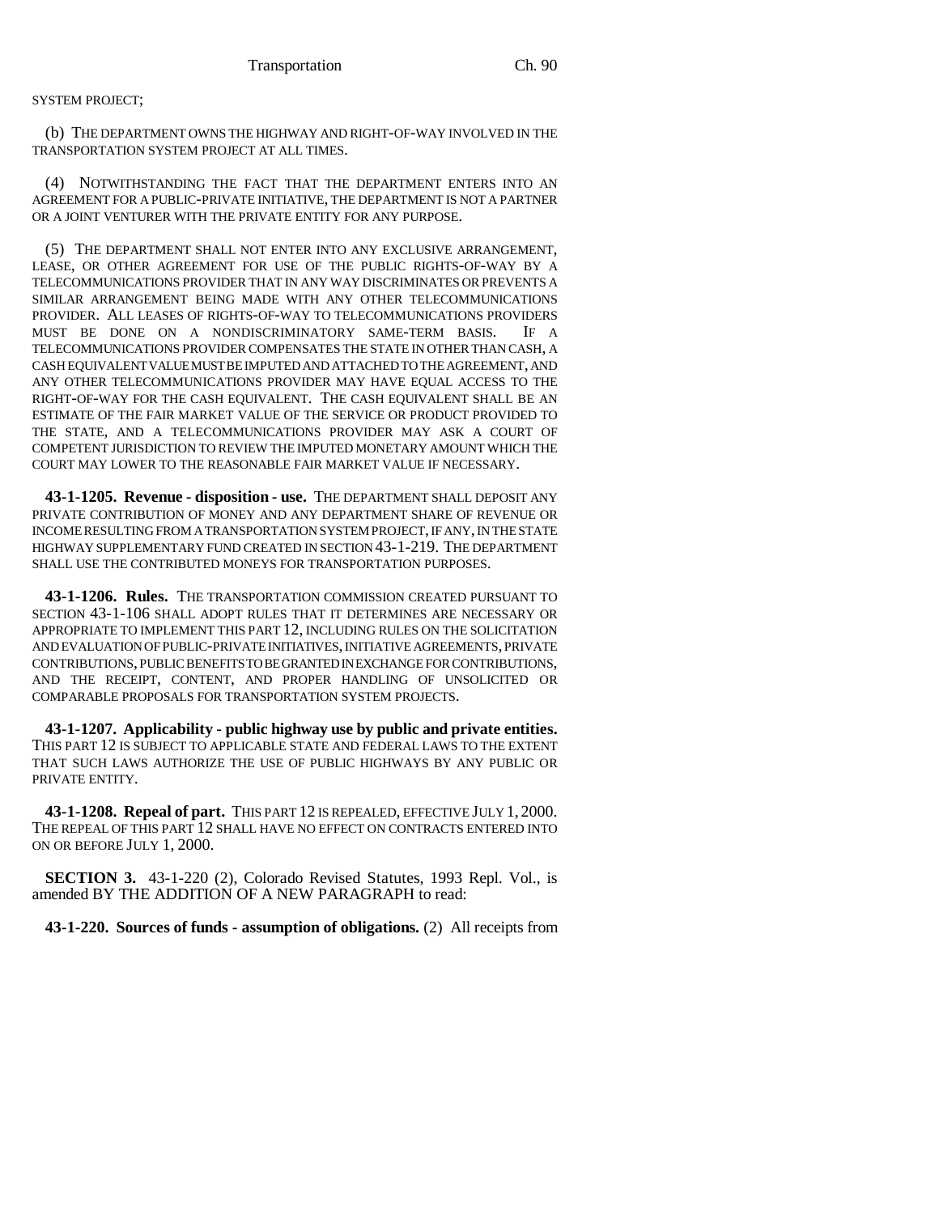SYSTEM PROJECT;

(b) THE DEPARTMENT OWNS THE HIGHWAY AND RIGHT-OF-WAY INVOLVED IN THE TRANSPORTATION SYSTEM PROJECT AT ALL TIMES.

(4) NOTWITHSTANDING THE FACT THAT THE DEPARTMENT ENTERS INTO AN AGREEMENT FOR A PUBLIC-PRIVATE INITIATIVE, THE DEPARTMENT IS NOT A PARTNER OR A JOINT VENTURER WITH THE PRIVATE ENTITY FOR ANY PURPOSE.

(5) THE DEPARTMENT SHALL NOT ENTER INTO ANY EXCLUSIVE ARRANGEMENT, LEASE, OR OTHER AGREEMENT FOR USE OF THE PUBLIC RIGHTS-OF-WAY BY A TELECOMMUNICATIONS PROVIDER THAT IN ANY WAY DISCRIMINATES OR PREVENTS A SIMILAR ARRANGEMENT BEING MADE WITH ANY OTHER TELECOMMUNICATIONS PROVIDER. ALL LEASES OF RIGHTS-OF-WAY TO TELECOMMUNICATIONS PROVIDERS MUST BE DONE ON A NONDISCRIMINATORY SAME-TERM BASIS. IF A TELECOMMUNICATIONS PROVIDER COMPENSATES THE STATE IN OTHER THAN CASH, A CASH EQUIVALENT VALUE MUST BE IMPUTED AND ATTACHED TO THE AGREEMENT, AND ANY OTHER TELECOMMUNICATIONS PROVIDER MAY HAVE EQUAL ACCESS TO THE RIGHT-OF-WAY FOR THE CASH EQUIVALENT. THE CASH EQUIVALENT SHALL BE AN ESTIMATE OF THE FAIR MARKET VALUE OF THE SERVICE OR PRODUCT PROVIDED TO THE STATE, AND A TELECOMMUNICATIONS PROVIDER MAY ASK A COURT OF COMPETENT JURISDICTION TO REVIEW THE IMPUTED MONETARY AMOUNT WHICH THE COURT MAY LOWER TO THE REASONABLE FAIR MARKET VALUE IF NECESSARY.

**43-1-1205. Revenue - disposition - use.** THE DEPARTMENT SHALL DEPOSIT ANY PRIVATE CONTRIBUTION OF MONEY AND ANY DEPARTMENT SHARE OF REVENUE OR INCOME RESULTING FROM A TRANSPORTATION SYSTEM PROJECT, IF ANY, IN THE STATE HIGHWAY SUPPLEMENTARY FUND CREATED IN SECTION 43-1-219. THE DEPARTMENT SHALL USE THE CONTRIBUTED MONEYS FOR TRANSPORTATION PURPOSES.

**43-1-1206. Rules.** THE TRANSPORTATION COMMISSION CREATED PURSUANT TO SECTION 43-1-106 SHALL ADOPT RULES THAT IT DETERMINES ARE NECESSARY OR APPROPRIATE TO IMPLEMENT THIS PART 12, INCLUDING RULES ON THE SOLICITATION AND EVALUATION OF PUBLIC-PRIVATE INITIATIVES, INITIATIVE AGREEMENTS, PRIVATE CONTRIBUTIONS, PUBLIC BENEFITS TO BE GRANTED IN EXCHANGE FOR CONTRIBUTIONS, AND THE RECEIPT, CONTENT, AND PROPER HANDLING OF UNSOLICITED OR COMPARABLE PROPOSALS FOR TRANSPORTATION SYSTEM PROJECTS.

**43-1-1207. Applicability - public highway use by public and private entities.** THIS PART 12 IS SUBJECT TO APPLICABLE STATE AND FEDERAL LAWS TO THE EXTENT THAT SUCH LAWS AUTHORIZE THE USE OF PUBLIC HIGHWAYS BY ANY PUBLIC OR PRIVATE ENTITY.

**43-1-1208. Repeal of part.** THIS PART 12 IS REPEALED, EFFECTIVE JULY 1, 2000. THE REPEAL OF THIS PART 12 SHALL HAVE NO EFFECT ON CONTRACTS ENTERED INTO ON OR BEFORE JULY 1, 2000.

**SECTION 3.** 43-1-220 (2), Colorado Revised Statutes, 1993 Repl. Vol., is amended BY THE ADDITION OF A NEW PARAGRAPH to read:

**43-1-220. Sources of funds - assumption of obligations.** (2) All receipts from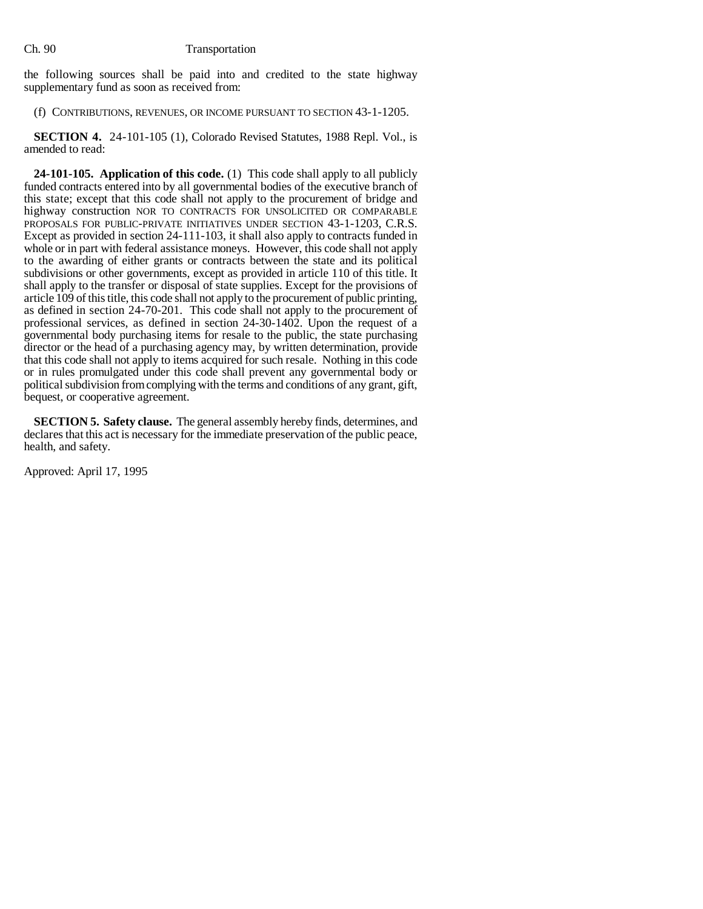the following sources shall be paid into and credited to the state highway supplementary fund as soon as received from:

(f) CONTRIBUTIONS, REVENUES, OR INCOME PURSUANT TO SECTION 43-1-1205.

**SECTION 4.** 24-101-105 (1), Colorado Revised Statutes, 1988 Repl. Vol., is amended to read:

**24-101-105. Application of this code.** (1) This code shall apply to all publicly funded contracts entered into by all governmental bodies of the executive branch of this state; except that this code shall not apply to the procurement of bridge and highway construction NOR TO CONTRACTS FOR UNSOLICITED OR COMPARABLE PROPOSALS FOR PUBLIC-PRIVATE INITIATIVES UNDER SECTION 43-1-1203, C.R.S. Except as provided in section 24-111-103, it shall also apply to contracts funded in whole or in part with federal assistance moneys. However, this code shall not apply to the awarding of either grants or contracts between the state and its political subdivisions or other governments, except as provided in article 110 of this title. It shall apply to the transfer or disposal of state supplies. Except for the provisions of article 109 of this title, this code shall not apply to the procurement of public printing, as defined in section 24-70-201. This code shall not apply to the procurement of professional services, as defined in section 24-30-1402. Upon the request of a governmental body purchasing items for resale to the public, the state purchasing director or the head of a purchasing agency may, by written determination, provide that this code shall not apply to items acquired for such resale. Nothing in this code or in rules promulgated under this code shall prevent any governmental body or political subdivision from complying with the terms and conditions of any grant, gift, bequest, or cooperative agreement.

**SECTION 5. Safety clause.** The general assembly hereby finds, determines, and declares that this act is necessary for the immediate preservation of the public peace, health, and safety.

Approved: April 17, 1995